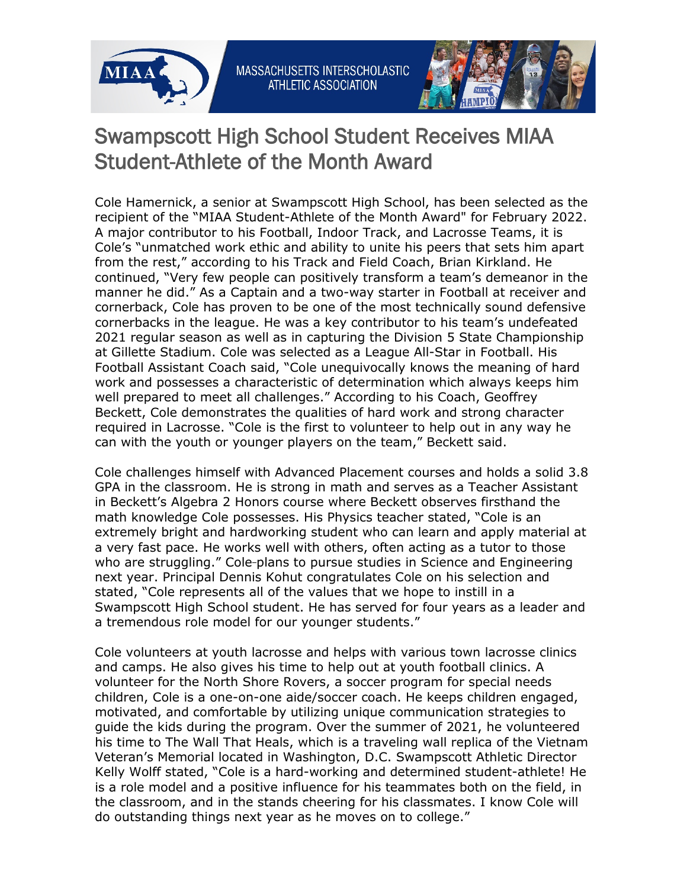# Swampscott High School Student Receives MIAA Student-Athlete of the Month Award

Cole Hamernick, a senior at Swampscott High School, has been selected as the recipient of the "MIAA Student-Athlete of the Month Award" for February 2022. A major contributor to his Football, Indoor Track, and Lacrosse Teams, it is Cole's "unmatched work ethic and ability to unite his peers that sets him apart from the rest," according to his Track and Field Coach, Brian Kirkland. He continued, "Very few people can positively transform a team's demeanor in the manner he did." As a Captain and a two-way starter in Football at receiver and cornerback, Cole has proven to be one of the most technically sound defensive cornerbacks in the league. He was a key contributor to his team's undefeated 2021 regular season as well as in capturing the Division 5 State Championship at Gillette Stadium. Cole was selected as a League All-Star in Football. His Football Assistant Coach said, "Cole unequivocally knows the meaning of hard work and possesses a characteristic of determination which always keeps him well prepared to meet all challenges." According to his Coach, Geoffrey Beckett, Cole demonstrates the qualities of hard work and strong character required in Lacrosse. "Cole is the first to volunteer to help out in any way he can with the youth or younger players on the team," Beckett said.

Cole challenges himself with Advanced Placement courses and holds a solid 3.8 GPA in the classroom. He is strong in math and serves as a Teacher Assistant in Beckett's Algebra 2 Honors course where Beckett observes firsthand the math knowledge Cole possesses. His Physics teacher stated, "Cole is an extremely bright and hardworking student who can learn and apply material at a very fast pace. He works well with others, often acting as a tutor to those who are struggling." Cole plans to pursue studies in Science and Engineering next year. Principal Dennis Kohut congratulates Cole on his selection and stated, "Cole represents all of the values that we hope to instill in a Swampscott High School student. He has served for four years as a leader and a tremendous role model for our younger students."

Cole volunteers at youth lacrosse and helps with various town lacrosse clinics and camps. He also gives his time to help out at youth football clinics. A volunteer for the North Shore Rovers, a soccer program for special needs children, Cole is a one-on-one aide/soccer coach. He keeps children engaged, motivated, and comfortable by utilizing unique communication strategies to guide the kids during the program. Over the summer of 2021, he volunteered his time to The Wall That Heals, which is a traveling wall replica of the Vietnam Veteran's Memorial located in Washington, D.C. Swampscott Athletic Director Kelly Wolff stated, "Cole is a hard-working and determined student-athlete! He is a role model and a positive influence for his teammates both on the field, in the classroom, and in the stands cheering for his classmates. I know Cole will do outstanding things next year as he moves on to college."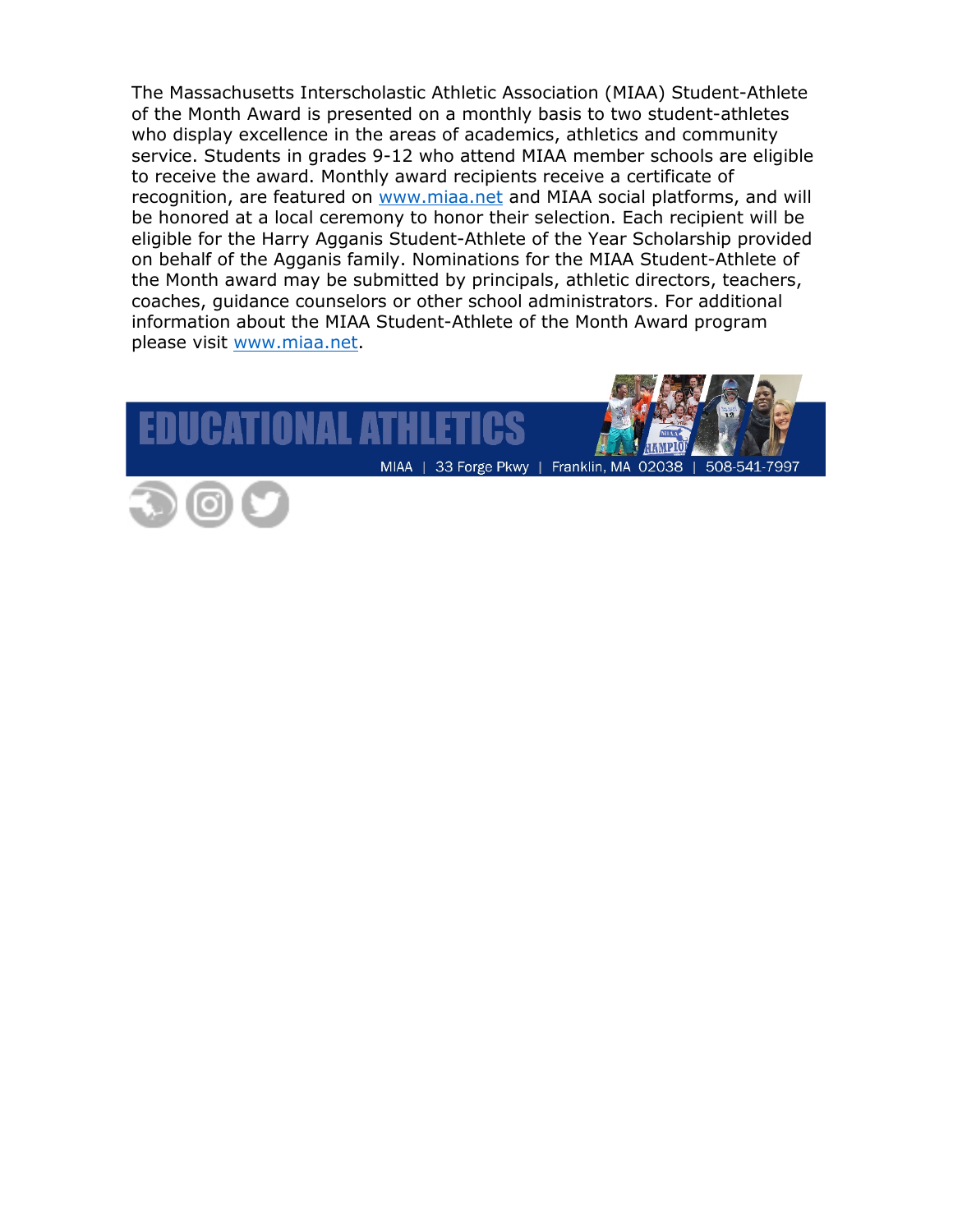The Massachusetts Interscholastic Athletic Association (MIAA) Student-Athlete of the Month Award is presented on a monthly basis to two student-athletes who display excellence in the areas of academics, athletics and community service. Students in grades 9-12 who attend MIAA member schools are eligible to receive the award. Monthly award recipients receive a certificate of recognition, are featured on [www.miaa.net](http://www.miaa.net) and MIAA social platforms, and will be honored at a local ceremony to honor their selection. Each recipient will be eligible for the Harry Agganis Student-Athlete of the Year Scholarship provided on behalf of the Agganis family. Nominations for the MIAA Student-Athlete of the Month award may be submitted by principals, athletic directors, teachers, coaches, guidance counselors or other school administrators. For additional information about the MIAA Student-Athlete of the Month Award program please visit [www.miaa.net](http://www.miaa.net).

EDUCATIONAL ATHLETICS

MIAA | 33 Forge Pkwy | Franklin, MA 02038 | 508-541-7997